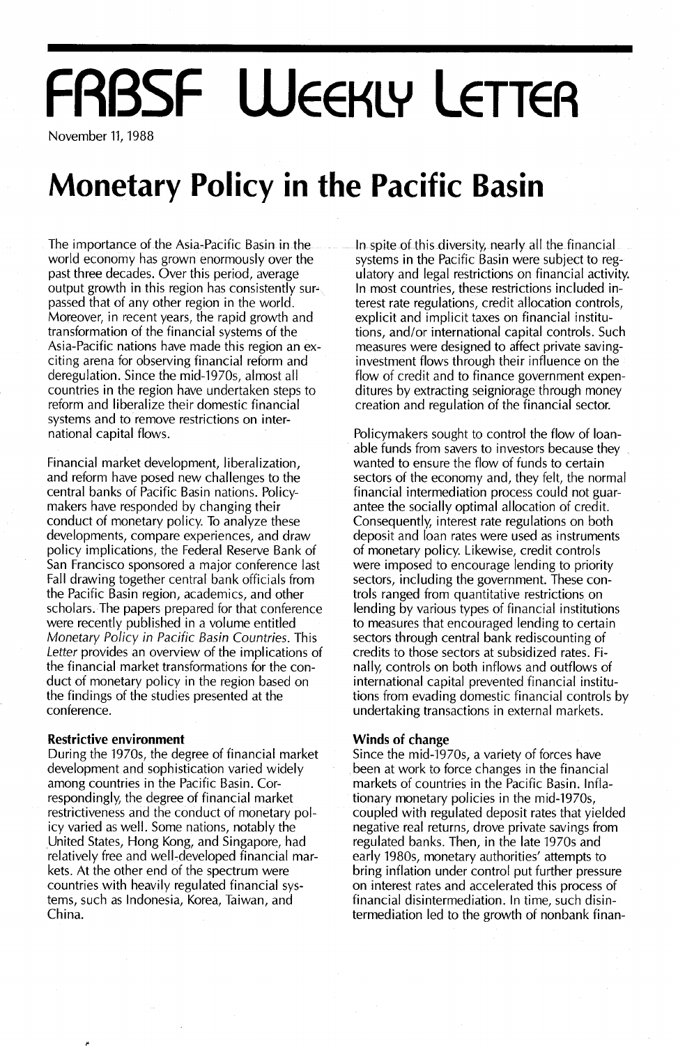# FRBSF Weekly Letter

November 11, 1988

# Monetary Policy in the Pacific Basin

The importance of the Asia-Pacific Basin in the world economy has grown enormously over the past three decades. Over this period, average output growth in this region has consistently surpassed that of any other region in the world. Moreover, in recent years, the rapid growth and transformation of the financial systems of the Asia-Pacific nations have made this region an exciting arena for observing financial reform and deregulation. Since the mid-1970s, almost all countries in the region have undertaken steps to reform and liberalize their domestic financial systems and to remove restrictions on international capital flows.

Financial market development, liberalization, and reform have posed new challenges to the central banks of Pacific Basin nations. Policymakers have responded by changing their conduct of monetary policy. To analyze these developments, compare experiences, and draw policy implications, the Federal Reserve Bank of San Francisco sponsored a major conference last Fall drawing together central bank officials from the Pacific Basin region, academics, and other scholars. The papers prepared for that conference were recently published in a volume entitled *Monetary Policy in Pacific Basin Countries*. This *Letter* provides an overview of the implications of the financial market transformations for the conduct of monetary policy in the region based on the findings of the studies presented at the conference.

**Restrictive environment**

During the 1970s, the degree of financial market development and sophistication varied widely among countries in the Pacific Basin. Correspondingly, the degree of financial market restrictiveness and the conduct of monetary policy varied as well. Some nations, notably the United States, Hong Kong, and Singapore, had relatively free and well-developed financial markets. At the other end of the spectrum were countries with heavily regulated financial systems, such as Indonesia, Korea, Taiwan, and China.

In spite of this diversity, nearly all the financial systems in the Pacific Basin were subject to regulatory and legal restrictions on financial activity. In most countries, these restrictions included interest rate regulations, credit allocation controls, explicit and implicit taxes on financial institutions, and/or international capital controls. Such measures were designed to affect private saving-investment flows through their influence on the flow of credit and to finance government expenditures by extracting seigniorage through money creation and regulation of the financial sector.

Policymakers sought to control the flow of loanable funds from savers to investors because they wanted to ensure the flow of funds to certain sectors of the economy and, they felt, the normal financial intermediation process could not guarantee the socially optimal allocation of credit. Consequently, interest rate regulations on both deposit and loan rates were used as instruments of monetary policy. Likewise, credit controls were imposed to encourage lending to priority sectors, including the government. These controls ranged from quantitative restrictions on lending by various types of financial institutions to measures that encouraged lending to certain sectors through central bank rediscounting of credits to those sectors at subsidized rates. Finally, controls on both inflows and outflows of international capital prevented financial institutions from evading domestic financial controls by undertaking transactions in external markets.

**Winds of change**

Since the mid-1970s, a variety of forces have been at work to force changes in the financial markets of countries in the Pacific Basin. Inflationary monetary policies in the mid-1970s, coupled with regulated deposit rates that yielded negative real returns, drove private savings from regulated banks. Then, in the late 1970s and early 1980s, monetary authorities' attempts to bring inflation under control put further pressure on interest rates and accelerated this process of financial disintermediation. In time, such disintermediation led to the growth of nonbank finan-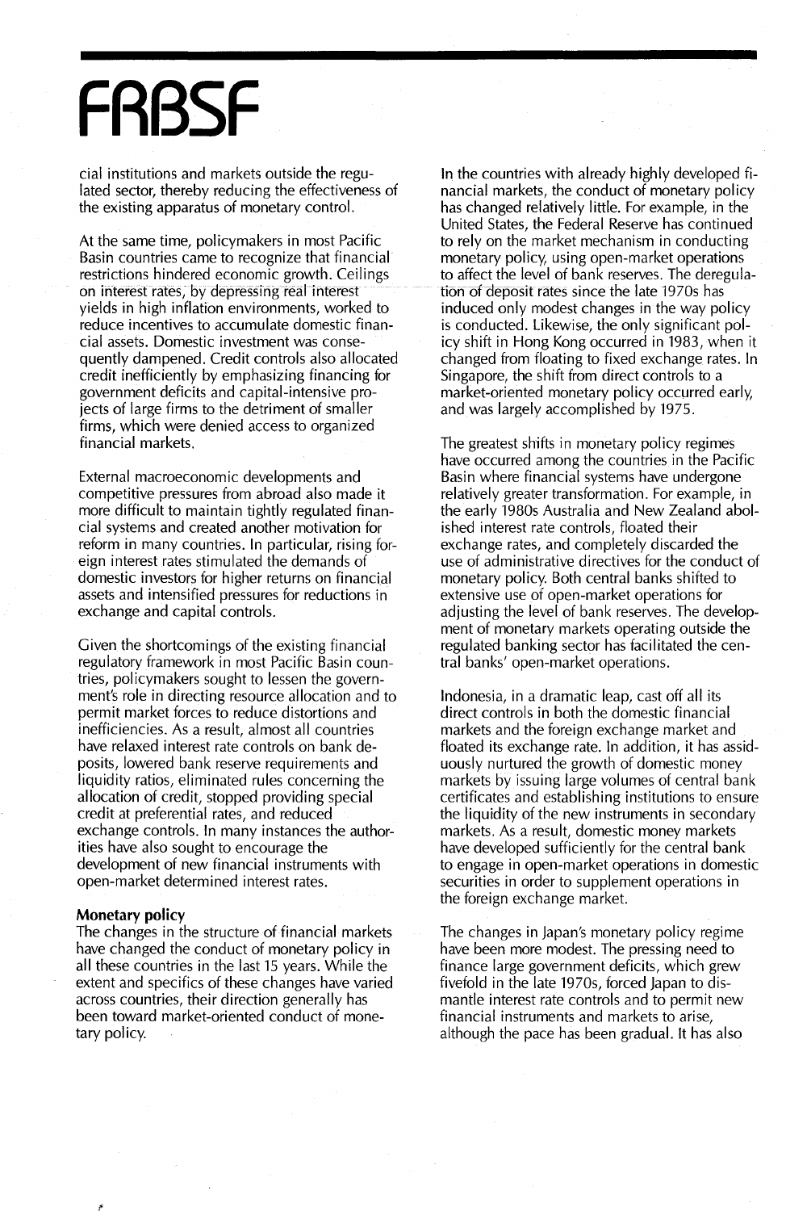cial institutions and markets outside the regulated sector, thereby reducing the effectiveness of the existing apparatus of monetary control.

At the same time, policymakers in most Pacific Basin countries came to recognize that financial restrictions hindered economic growth. Ceilings on interest rates, by depressing real interest yields in high inflation environments, worked to reduce incentives to accumulate domestic financial assets. Domestic investment was consequently dampened. Credit controls also allocated credit inefficiently by emphasizing financing for government deficits and capital-intensive projects of large firms to the detriment of smaller firms, which were denied access to organized financial markets.

External macroeconomic developments and competitive pressures from abroad also made it more difficult to maintain tightly regulated financial systems and created another motivation for reform in many countries. In particular, rising foreign interest rates stimulated the demands of domestic investors for higher returns on financial assets and intensified pressures for reductions in exchange and capital controls.

Given the shortcomings of the existing financial regulatory framework in most Pacific Basin countries, policymakers sought to lessen the government's role in directing resource allocation and to permit market forces to reduce distortions and inefficiencies. As a result, almost all countries have relaxed interest rate controls on bank deposits, lowered bank reserve requirements and liquidity ratios, eliminated rules concerning the allocation of credit, stopped providing special credit at preferential rates, and reduced exchange controls. In many instances the authorities have also sought to encourage the development of new financial instruments with open-market determined interest rates.

**Monetary policy**

The changes in the structure of financial markets have changed the conduct of monetary policy in all these countries in the last 15 years. While the extent and specifics of these changes have varied across countries, their direction generally has been toward market-oriented conduct of monetary policy.

In the countries with already highly developed financial markets, the conduct of monetary policy has changed relatively little. For example, in the United States, the Federal Reserve has continued to rely on the market mechanism in conducting monetary policy, using open-market operations to affect the level of bank reserves. The deregulation of deposit rates since the late 1970s has induced only modest changes in the way policy is conducted. Likewise, the only significant policy shift in Hong Kong occurred in 1983, when it changed from floating to fixed exchange rates. In Singapore, the shift from direct controls to a market-oriented monetary policy occurred early, and was largely accomplished by 1975.

The greatest shifts in monetary policy regimes have occurred among the countries in the Pacific Basin where financial systems have undergone relatively greater transformation. For example, in the early 1980s Australia and New Zealand abolished interest rate controls, floated their exchange rates, and completely discarded the use of administrative directives for the conduct of monetary policy. Both central banks shifted to extensive use of open-market operations for adjusting the level of bank reserves. The development of monetary markets operating outside the regulated banking sector has facilitated the central banks' open-market operations.

Indonesia, in a dramatic leap, cast off all its direct controls in both the domestic financial markets and the foreign exchange market and floated its exchange rate. In addition, it has assiduously nurtured the growth of domestic money markets by issuing large volumes of central bank certificates and establishing institutions to ensure the liquidity of the new instruments in secondary markets. As a result, domestic money markets have developed sufficiently for the central bank to engage in open-market operations in domestic securities in order to supplement operations in the foreign exchange market.

The changes in Japan's monetary policy regime have been more modest. The pressing need to finance large government deficits, which grew fivefold in the late 1970s, forced Japan to dismantle interest rate controls and to permit new financial instruments and markets to arise, although the pace has been gradual. It has also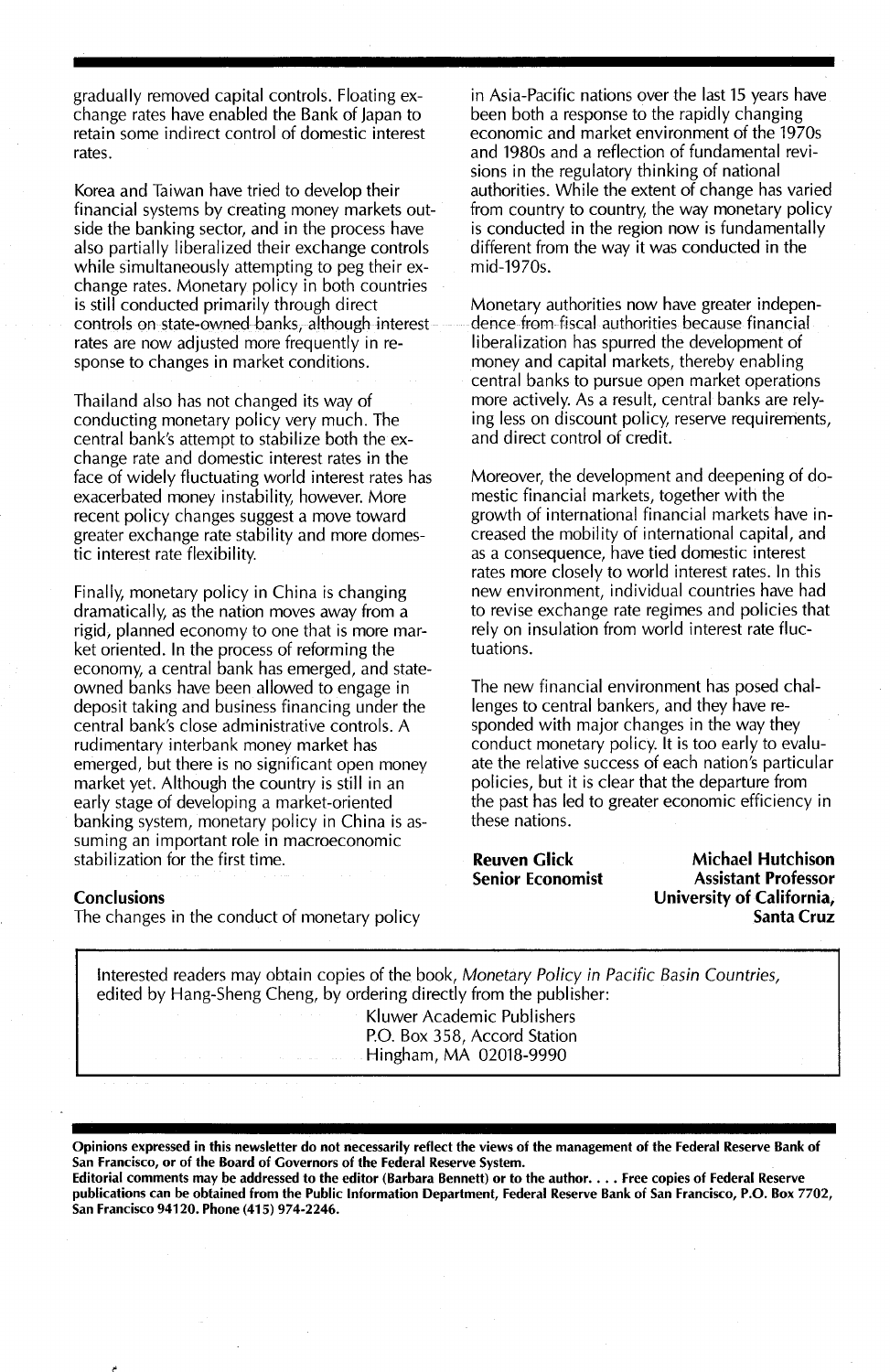gradually removed capital controls. Floating exchange rates have enabled the Bank of Japan to retain some indirect control of domestic interest rates.

Korea and Taiwan have tried to develop their financial systems by creating money markets outside the banking sector, and in the process have also partially liberalized their exchange controls while simultaneously attempting to peg their exchange rates. Monetary policy in both countries is still conducted primarily through direct controls on state-owned banks, although interest rates are now adjusted more frequently in response to changes in market conditions.

Thailand also has not changed its way of conducting monetary policy very much. The central bank's attempt to stabilize both the exchange rate and domestic interest rates in the face of widely fluctuating world interest rates has exacerbated money instability, however. More recent policy changes suggest a move toward greater exchange rate stability and more domestic interest rate flexibility.

Finally, monetary policy in China is changing dramatically, as the nation moves away from a rigid, planned economy to one that is more market oriented. In the process of reforming the economy, a central bank has emerged, and state-owned banks have been allowed to engage in deposit taking and business financing under the central bank's close administrative controls. A rudimentary interbank money market has emerged, but there is no significant open money market yet. Although the country is still in an early stage of developing a market-oriented banking system, monetary policy in China is assuming an important role in macroeconomic stabilization for the first time.

### Conclusions

The changes in the conduct of monetary policy in Asia-Pacific nations over the last 15 years have been both a response to the rapidly changing economic and market environment of the 1970s and 1980s and a reflection of fundamental revisions in the regulatory thinking of national authorities. While the extent of change has varied from country to country, the way monetary policy is conducted in the region now is fundamentally different from the way it was conducted in the mid-1970s.

Monetary authorities now have greater independence from fiscal authorities because financial liberalization has spurred the development of money and capital markets, thereby enabling central banks to pursue open market operations more actively. As a result, central banks are relying less on discount policy, reserve requirements, and direct control of credit.

Moreover, the development and deepening of domestic financial markets, together with the growth of international financial markets have increased the mobility of international capital, and as a consequence, have tied domestic interest rates more closely to world interest rates. In this new environment, individual countries have had to revise exchange rate regimes and policies that rely on insulation from world interest rate fluctuations.

The new financial environment has posed challenges to central bankers, and they have responded with major changes in the way they conduct monetary policy. It is too early to evaluate the relative success of each nation's particular policies, but it is clear that the departure from the past has led to greater economic efficiency in these nations.

**Reuven Glick**
**Senior Economist**

**Michael Hutchison**
**Assistant Professor**
**University of California, Santa Cruz**

Interested readers may obtain copies of the book, *Monetary Policy in Pacific Basin Countries*, edited by Hang-Sheng Cheng, by ordering directly from the publisher:

Kluwer Academic Publishers
P.O. Box 358, Accord Station
Hingham, MA 02018-9990

**Opinions expressed in this newsletter do not necessarily reflect the views of the management of the Federal Reserve Bank of San Francisco, or of the Board of Governors of the Federal Reserve System.**
**Editorial comments may be addressed to the editor (Barbara Bennett) or to the author. . . . Free copies of Federal Reserve publications can be obtained from the Public Information Department, Federal Reserve Bank of San Francisco, P.O. Box 7702, San Francisco 94120. Phone (415) 974-2246.**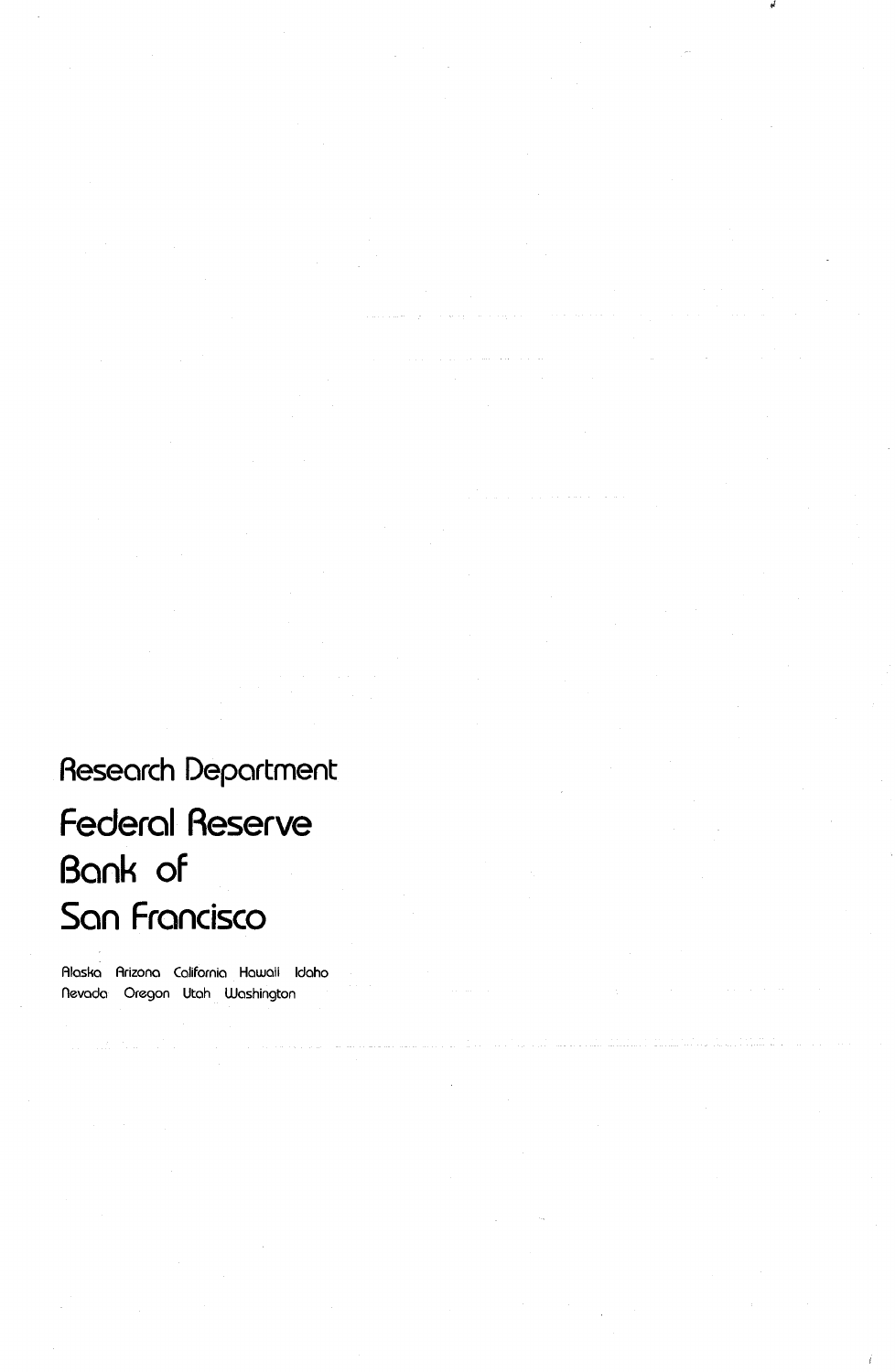Research Department

# Federal Reserve Bank of San Francisco

Alaska Arizona California Hawaii Idaho
Nevada Oregon Utah Washington